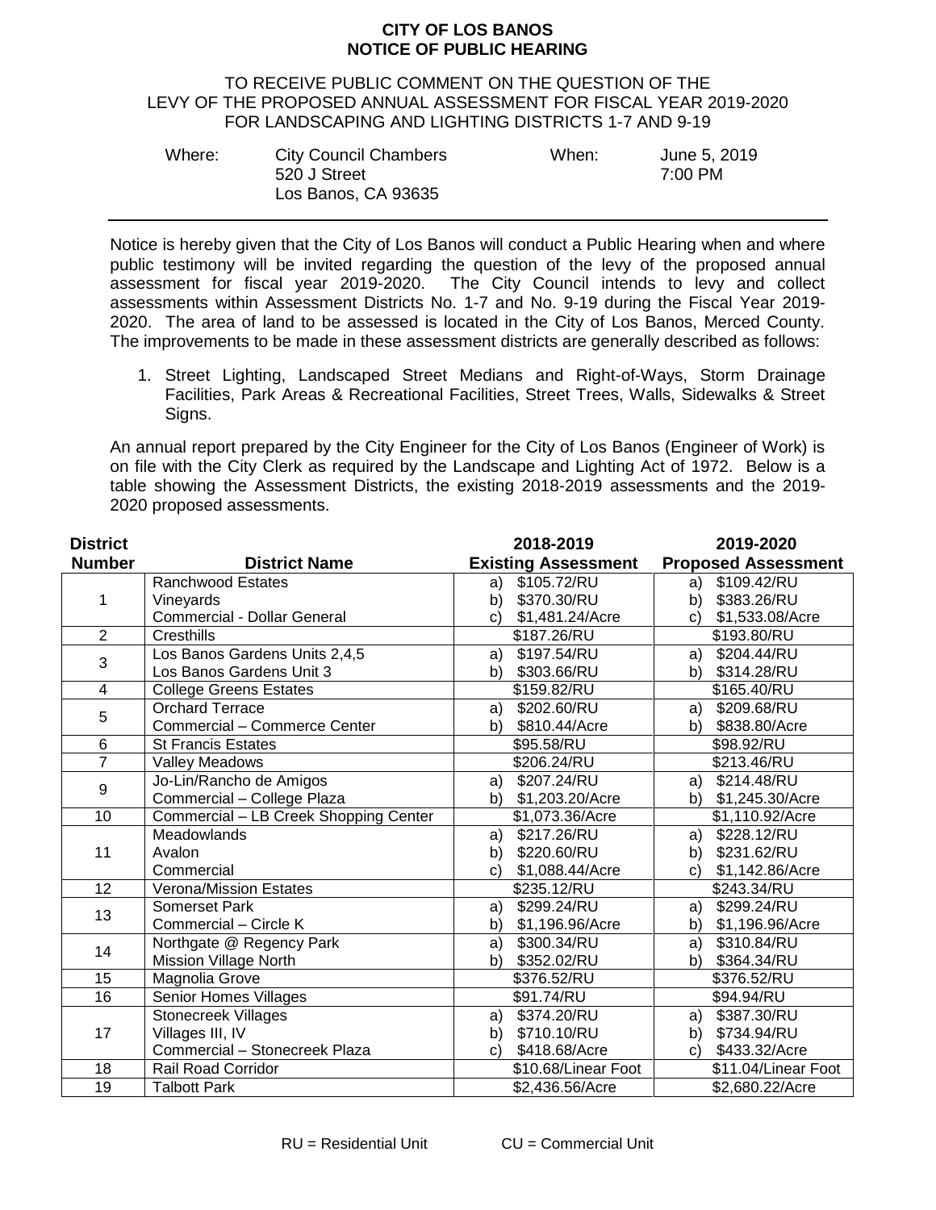# CITY OF LOS BANOS
# NOTICE OF PUBLIC HEARING

TO RECEIVE PUBLIC COMMENT ON THE QUESTION OF THE LEVY OF THE PROPOSED ANNUAL ASSESSMENT FOR FISCAL YEAR 2019-2020 FOR LANDSCAPING AND LIGHTING DISTRICTS 1-7 AND 9-19

| Where: | City Council Chambers<br>520 J Street<br>Los Banos, CA 93635 | When: | June 5, 2019<br>7:00 PM |
|---|---|---|---|

Notice is hereby given that the City of Los Banos will conduct a Public Hearing when and where public testimony will be invited regarding the question of the levy of the proposed annual assessment for fiscal year 2019-2020. The City Council intends to levy and collect assessments within Assessment Districts No. 1-7 and No. 9-19 during the Fiscal Year 2019-2020. The area of land to be assessed is located in the City of Los Banos, Merced County. The improvements to be made in these assessment districts are generally described as follows:

1. Street Lighting, Landscaped Street Medians and Right-of-Ways, Storm Drainage Facilities, Park Areas & Recreational Facilities, Street Trees, Walls, Sidewalks & Street Signs.

An annual report prepared by the City Engineer for the City of Los Banos (Engineer of Work) is on file with the City Clerk as required by the Landscape and Lighting Act of 1972. Below is a table showing the Assessment Districts, the existing 2018-2019 assessments and the 2019-2020 proposed assessments.

| District Number | District Name | 2018-2019 Existing Assessment | 2019-2020 Proposed Assessment |
|---|---|---|---|
| 1 | Ranchwood Estates<br>Vineyards<br>Commercial - Dollar General | a) $105.72/RU<br>b) $370.30/RU<br>c) $1,481.24/Acre | a) $109.42/RU<br>b) $383.26/RU<br>c) $1,533.08/Acre |
| 2 | Cresthills | $187.26/RU | $193.80/RU |
| 3 | Los Banos Gardens Units 2,4,5<br>Los Banos Gardens Unit 3 | a) $197.54/RU<br>b) $303.66/RU | a) $204.44/RU<br>b) $314.28/RU |
| 4 | College Greens Estates | $159.82/RU | $165.40/RU |
| 5 | Orchard Terrace<br>Commercial – Commerce Center | a) $202.60/RU<br>b) $810.44/Acre | a) $209.68/RU<br>b) $838.80/Acre |
| 6 | St Francis Estates | $95.58/RU | $98.92/RU |
| 7 | Valley Meadows | $206.24/RU | $213.46/RU |
| 9 | Jo-Lin/Rancho de Amigos<br>Commercial – College Plaza | a) $207.24/RU<br>b) $1,203.20/Acre | a) $214.48/RU<br>b) $1,245.30/Acre |
| 10 | Commercial – LB Creek Shopping Center | $1,073.36/Acre | $1,110.92/Acre |
| 11 | Meadowlands<br>Avalon<br>Commercial | a) $217.26/RU<br>b) $220.60/RU<br>c) $1,088.44/Acre | a) $228.12/RU<br>b) $231.62/RU<br>c) $1,142.86/Acre |
| 12 | Verona/Mission Estates | $235.12/RU | $243.34/RU |
| 13 | Somerset Park<br>Commercial – Circle K | a) $299.24/RU<br>b) $1,196.96/Acre | a) $299.24/RU<br>b) $1,196.96/Acre |
| 14 | Northgate @ Regency Park<br>Mission Village North | a) $300.34/RU<br>b) $352.02/RU | a) $310.84/RU<br>b) $364.34/RU |
| 15 | Magnolia Grove | $376.52/RU | $376.52/RU |
| 16 | Senior Homes Villages | $91.74/RU | $94.94/RU |
| 17 | Stonecreek Villages<br>Villages III, IV<br>Commercial – Stonecreek Plaza | a) $374.20/RU<br>b) $710.10/RU<br>c) $418.68/Acre | a) $387.30/RU<br>b) $734.94/RU<br>c) $433.32/Acre |
| 18 | Rail Road Corridor | $10.68/Linear Foot | $11.04/Linear Foot |
| 19 | Talbott Park | $2,436.56/Acre | $2,680.22/Acre |

RU = Residential Unit CU = Commercial Unit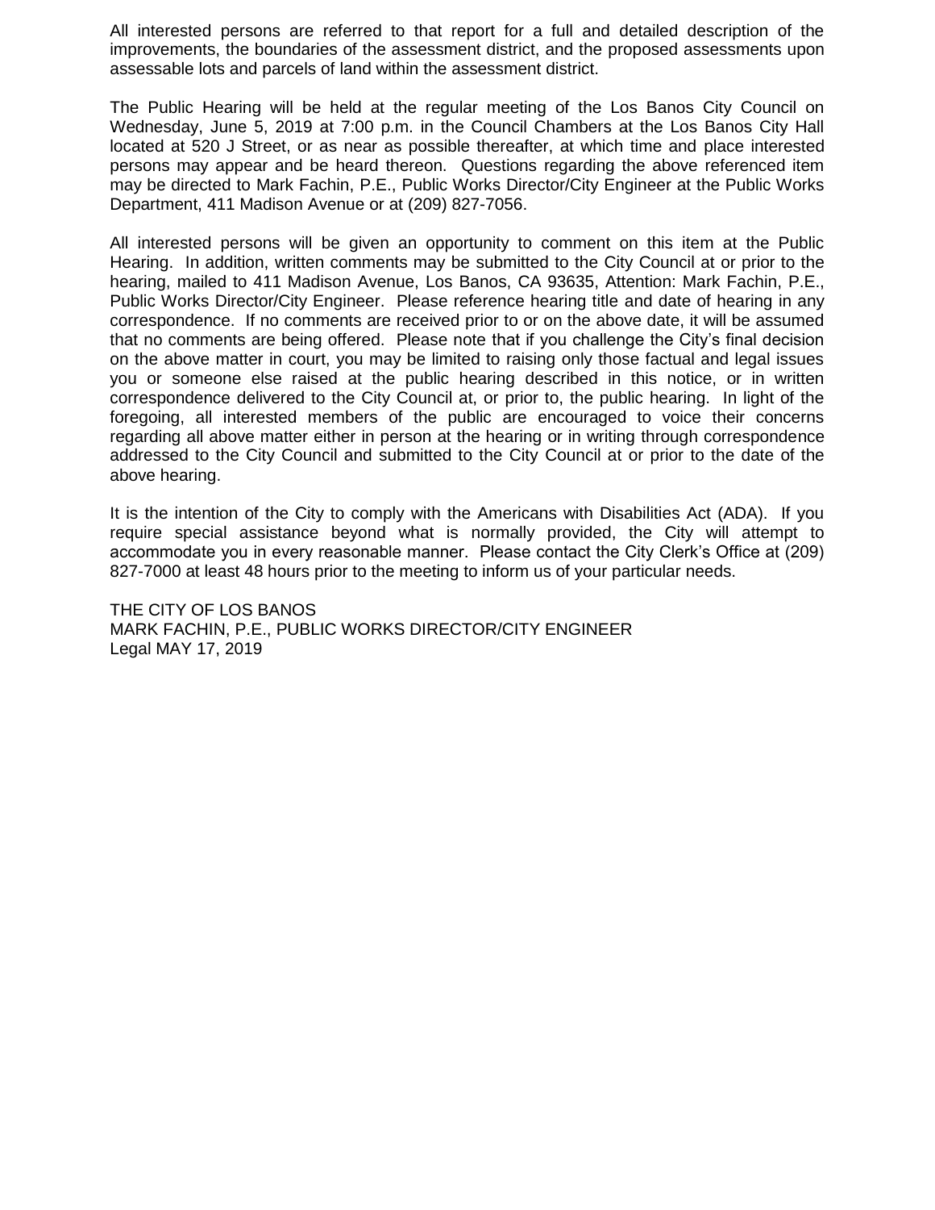All interested persons are referred to that report for a full and detailed description of the improvements, the boundaries of the assessment district, and the proposed assessments upon assessable lots and parcels of land within the assessment district.

The Public Hearing will be held at the regular meeting of the Los Banos City Council on Wednesday, June 5, 2019 at 7:00 p.m. in the Council Chambers at the Los Banos City Hall located at 520 J Street, or as near as possible thereafter, at which time and place interested persons may appear and be heard thereon. Questions regarding the above referenced item may be directed to Mark Fachin, P.E., Public Works Director/City Engineer at the Public Works Department, 411 Madison Avenue or at (209) 827-7056.

All interested persons will be given an opportunity to comment on this item at the Public Hearing. In addition, written comments may be submitted to the City Council at or prior to the hearing, mailed to 411 Madison Avenue, Los Banos, CA 93635, Attention: Mark Fachin, P.E., Public Works Director/City Engineer. Please reference hearing title and date of hearing in any correspondence. If no comments are received prior to or on the above date, it will be assumed that no comments are being offered. Please note that if you challenge the City's final decision on the above matter in court, you may be limited to raising only those factual and legal issues you or someone else raised at the public hearing described in this notice, or in written correspondence delivered to the City Council at, or prior to, the public hearing. In light of the foregoing, all interested members of the public are encouraged to voice their concerns regarding all above matter either in person at the hearing or in writing through correspondence addressed to the City Council and submitted to the City Council at or prior to the date of the above hearing.

It is the intention of the City to comply with the Americans with Disabilities Act (ADA). If you require special assistance beyond what is normally provided, the City will attempt to accommodate you in every reasonable manner. Please contact the City Clerk's Office at (209) 827-7000 at least 48 hours prior to the meeting to inform us of your particular needs.

THE CITY OF LOS BANOS
MARK FACHIN, P.E., PUBLIC WORKS DIRECTOR/CITY ENGINEER
Legal MAY 17, 2019